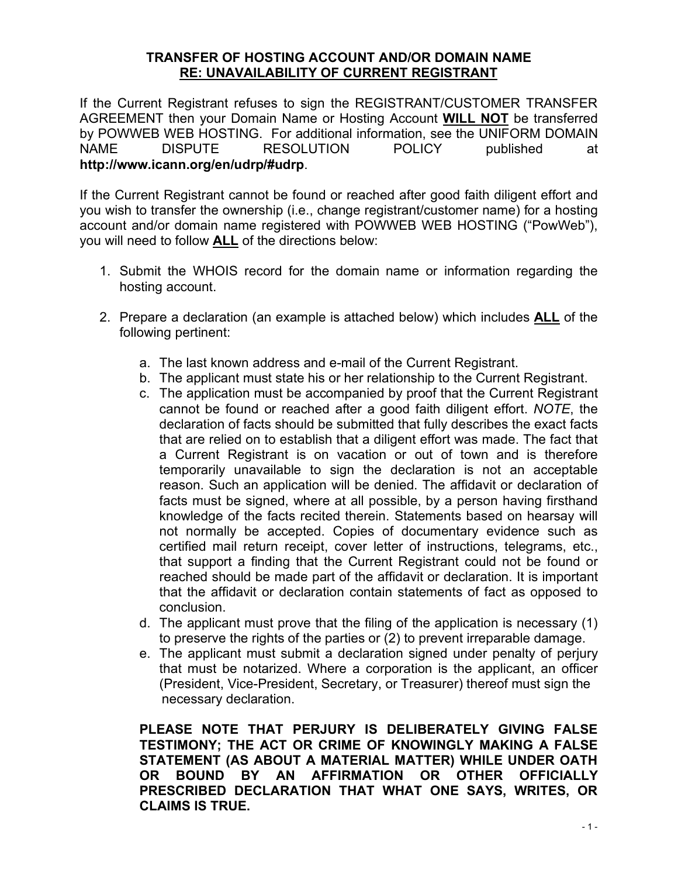**TRANSFER OF HOSTING ACCOUNT AND/OR DOMAIN NAME**
**<u>RE: UNAVAILABILITY OF CURRENT REGISTRANT</u>**

If the Current Registrant refuses to sign the REGISTRANT/CUSTOMER TRANSFER AGREEMENT then your Domain Name or Hosting Account **<u>WILL NOT</u>** be transferred by POWWEB WEB HOSTING. For additional information, see the UNIFORM DOMAIN NAME DISPUTE RESOLUTION POLICY published at **http://www.icann.org/en/udrp/#udrp**.

If the Current Registrant cannot be found or reached after good faith diligent effort and you wish to transfer the ownership (i.e., change registrant/customer name) for a hosting account and/or domain name registered with POWWEB WEB HOSTING ("PowWeb"), you will need to follow **<u>ALL</u>** of the directions below:

1. Submit the WHOIS record for the domain name or information regarding the hosting account.

2. Prepare a declaration (an example is attached below) which includes **<u>ALL</u>** of the following pertinent:

   a. The last known address and e-mail of the Current Registrant.
   b. The applicant must state his or her relationship to the Current Registrant.
   c. The application must be accompanied by proof that the Current Registrant cannot be found or reached after a good faith diligent effort. *NOTE*, the declaration of facts should be submitted that fully describes the exact facts that are relied on to establish that a diligent effort was made. The fact that a Current Registrant is on vacation or out of town and is therefore temporarily unavailable to sign the declaration is not an acceptable reason. Such an application will be denied. The affidavit or declaration of facts must be signed, where at all possible, by a person having firsthand knowledge of the facts recited therein. Statements based on hearsay will not normally be accepted. Copies of documentary evidence such as certified mail return receipt, cover letter of instructions, telegrams, etc., that support a finding that the Current Registrant could not be found or reached should be made part of the affidavit or declaration. It is important that the affidavit or declaration contain statements of fact as opposed to conclusion.
   d. The applicant must prove that the filing of the application is necessary (1) to preserve the rights of the parties or (2) to prevent irreparable damage.
   e. The applicant must submit a declaration signed under penalty of perjury that must be notarized. Where a corporation is the applicant, an officer (President, Vice-President, Secretary, or Treasurer) thereof must sign the necessary declaration.

**PLEASE NOTE THAT PERJURY IS DELIBERATELY GIVING FALSE TESTIMONY; THE ACT OR CRIME OF KNOWINGLY MAKING A FALSE STATEMENT (AS ABOUT A MATERIAL MATTER) WHILE UNDER OATH OR BOUND BY AN AFFIRMATION OR OTHER OFFICIALLY PRESCRIBED DECLARATION THAT WHAT ONE SAYS, WRITES, OR CLAIMS IS TRUE.**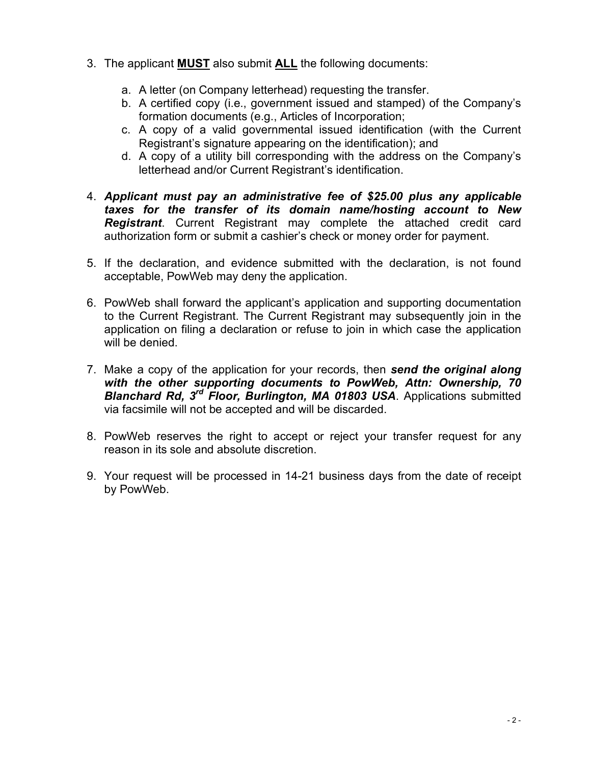3. The applicant **MUST** also submit **ALL** the following documents:

    a. A letter (on Company letterhead) requesting the transfer.
    b. A certified copy (i.e., government issued and stamped) of the Company's formation documents (e.g., Articles of Incorporation;
    c. A copy of a valid governmental issued identification (with the Current Registrant's signature appearing on the identification); and
    d. A copy of a utility bill corresponding with the address on the Company's letterhead and/or Current Registrant's identification.

4. ***Applicant must pay an administrative fee of $25.00 plus any applicable taxes for the transfer of its domain name/hosting account to New Registrant***. Current Registrant may complete the attached credit card authorization form or submit a cashier's check or money order for payment.

5. If the declaration, and evidence submitted with the declaration, is not found acceptable, PowWeb may deny the application.

6. PowWeb shall forward the applicant's application and supporting documentation to the Current Registrant. The Current Registrant may subsequently join in the application on filing a declaration or refuse to join in which case the application will be denied.

7. Make a copy of the application for your records, then ***send the original along with the other supporting documents to PowWeb, Attn: Ownership, 70 Blanchard Rd, 3rd Floor, Burlington, MA 01803 USA***. Applications submitted via facsimile will not be accepted and will be discarded.

8. PowWeb reserves the right to accept or reject your transfer request for any reason in its sole and absolute discretion.

9. Your request will be processed in 14-21 business days from the date of receipt by PowWeb.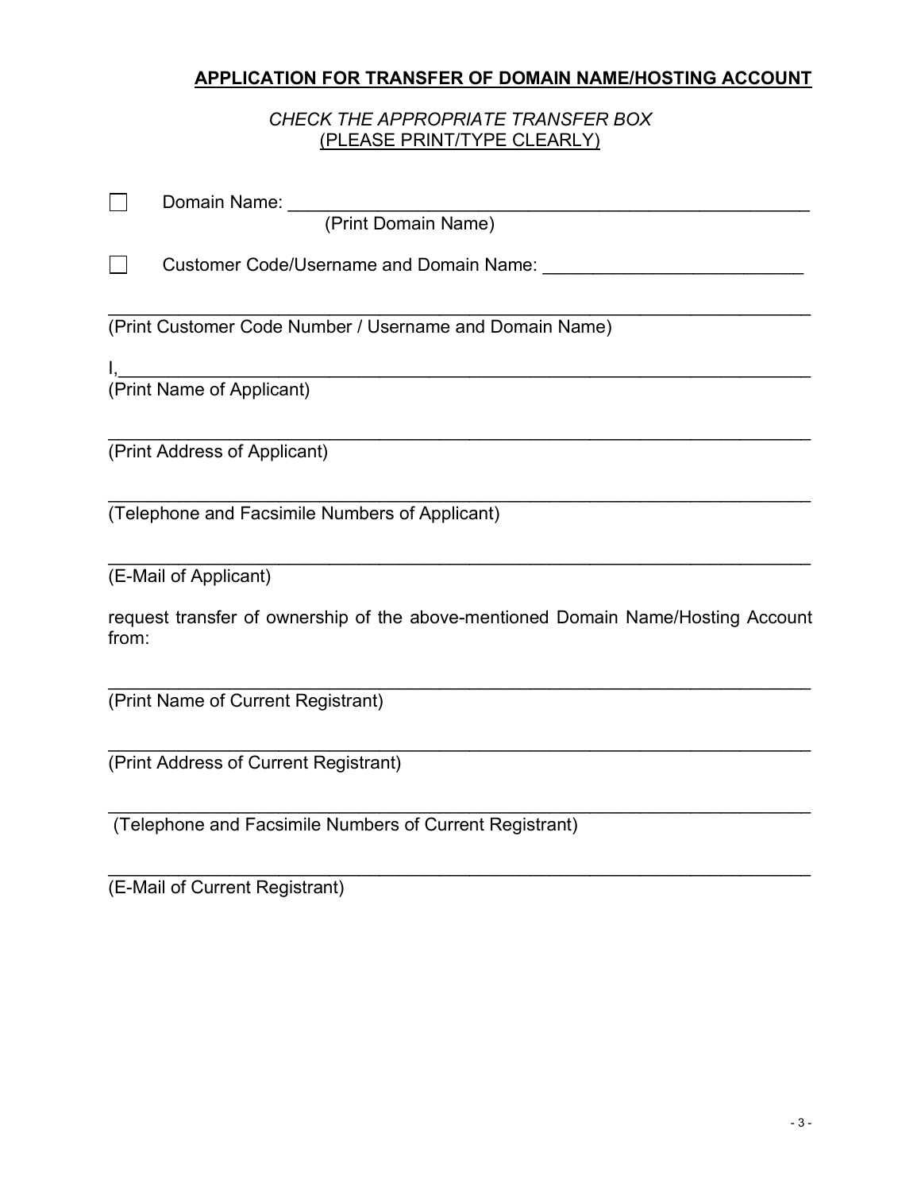## APPLICATION FOR TRANSFER OF DOMAIN NAME/HOSTING ACCOUNT

*CHECK THE APPROPRIATE TRANSFER BOX*
(PLEASE PRINT/TYPE CLEARLY)

☐ Domain Name: ______________________________________________________
(Print Domain Name)

☐ Customer Code/Username and Domain Name: __________________________

_________________________________________________________________
(Print Customer Code Number / Username and Domain Name)

I,_________________________________________________________________
(Print Name of Applicant)

_________________________________________________________________
(Print Address of Applicant)

_________________________________________________________________
(Telephone and Facsimile Numbers of Applicant)

_________________________________________________________________
(E-Mail of Applicant)

request transfer of ownership of the above-mentioned Domain Name/Hosting Account from:

_________________________________________________________________
(Print Name of Current Registrant)

_________________________________________________________________
(Print Address of Current Registrant)

_________________________________________________________________
(Telephone and Facsimile Numbers of Current Registrant)

_________________________________________________________________
(E-Mail of Current Registrant)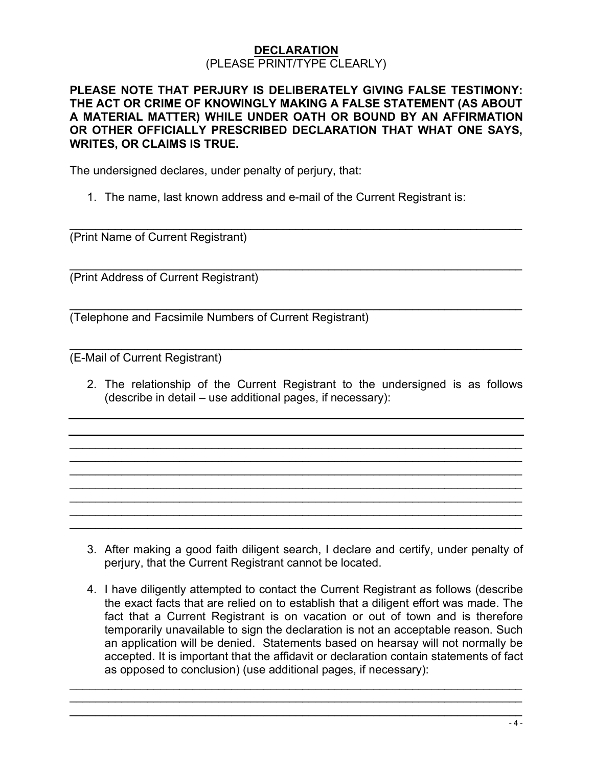## DECLARATION

(PLEASE PRINT/TYPE CLEARLY)

**PLEASE NOTE THAT PERJURY IS DELIBERATELY GIVING FALSE TESTIMONY: THE ACT OR CRIME OF KNOWINGLY MAKING A FALSE STATEMENT (AS ABOUT A MATERIAL MATTER) WHILE UNDER OATH OR BOUND BY AN AFFIRMATION OR OTHER OFFICIALLY PRESCRIBED DECLARATION THAT WHAT ONE SAYS, WRITES, OR CLAIMS IS TRUE.**

The undersigned declares, under penalty of perjury, that:

1. The name, last known address and e-mail of the Current Registrant is:

\_\_\_\_\_\_\_\_\_\_\_\_\_\_\_\_\_\_\_\_\_\_\_\_\_\_\_\_\_\_\_\_\_\_\_\_\_\_\_\_\_\_\_\_\_\_\_\_\_\_\_\_\_\_\_\_\_\_\_\_\_\_\_\_\_\_
(Print Name of Current Registrant)

\_\_\_\_\_\_\_\_\_\_\_\_\_\_\_\_\_\_\_\_\_\_\_\_\_\_\_\_\_\_\_\_\_\_\_\_\_\_\_\_\_\_\_\_\_\_\_\_\_\_\_\_\_\_\_\_\_\_\_\_\_\_\_\_\_\_
(Print Address of Current Registrant)

\_\_\_\_\_\_\_\_\_\_\_\_\_\_\_\_\_\_\_\_\_\_\_\_\_\_\_\_\_\_\_\_\_\_\_\_\_\_\_\_\_\_\_\_\_\_\_\_\_\_\_\_\_\_\_\_\_\_\_\_\_\_\_\_\_\_
(Telephone and Facsimile Numbers of Current Registrant)

\_\_\_\_\_\_\_\_\_\_\_\_\_\_\_\_\_\_\_\_\_\_\_\_\_\_\_\_\_\_\_\_\_\_\_\_\_\_\_\_\_\_\_\_\_\_\_\_\_\_\_\_\_\_\_\_\_\_\_\_\_\_\_\_\_\_
(E-Mail of Current Registrant)

2. The relationship of the Current Registrant to the undersigned is as follows (describe in detail – use additional pages, if necessary):

\_\_\_\_\_\_\_\_\_\_\_\_\_\_\_\_\_\_\_\_\_\_\_\_\_\_\_\_\_\_\_\_\_\_\_\_\_\_\_\_\_\_\_\_\_\_\_\_\_\_\_\_\_\_\_\_\_\_\_\_\_\_\_\_\_\_
\_\_\_\_\_\_\_\_\_\_\_\_\_\_\_\_\_\_\_\_\_\_\_\_\_\_\_\_\_\_\_\_\_\_\_\_\_\_\_\_\_\_\_\_\_\_\_\_\_\_\_\_\_\_\_\_\_\_\_\_\_\_\_\_\_\_
\_\_\_\_\_\_\_\_\_\_\_\_\_\_\_\_\_\_\_\_\_\_\_\_\_\_\_\_\_\_\_\_\_\_\_\_\_\_\_\_\_\_\_\_\_\_\_\_\_\_\_\_\_\_\_\_\_\_\_\_\_\_\_\_\_\_
\_\_\_\_\_\_\_\_\_\_\_\_\_\_\_\_\_\_\_\_\_\_\_\_\_\_\_\_\_\_\_\_\_\_\_\_\_\_\_\_\_\_\_\_\_\_\_\_\_\_\_\_\_\_\_\_\_\_\_\_\_\_\_\_\_\_
\_\_\_\_\_\_\_\_\_\_\_\_\_\_\_\_\_\_\_\_\_\_\_\_\_\_\_\_\_\_\_\_\_\_\_\_\_\_\_\_\_\_\_\_\_\_\_\_\_\_\_\_\_\_\_\_\_\_\_\_\_\_\_\_\_\_
\_\_\_\_\_\_\_\_\_\_\_\_\_\_\_\_\_\_\_\_\_\_\_\_\_\_\_\_\_\_\_\_\_\_\_\_\_\_\_\_\_\_\_\_\_\_\_\_\_\_\_\_\_\_\_\_\_\_\_\_\_\_\_\_\_\_
\_\_\_\_\_\_\_\_\_\_\_\_\_\_\_\_\_\_\_\_\_\_\_\_\_\_\_\_\_\_\_\_\_\_\_\_\_\_\_\_\_\_\_\_\_\_\_\_\_\_\_\_\_\_\_\_\_\_\_\_\_\_\_\_\_\_
\_\_\_\_\_\_\_\_\_\_\_\_\_\_\_\_\_\_\_\_\_\_\_\_\_\_\_\_\_\_\_\_\_\_\_\_\_\_\_\_\_\_\_\_\_\_\_\_\_\_\_\_\_\_\_\_\_\_\_\_\_\_\_\_\_\_

3. After making a good faith diligent search, I declare and certify, under penalty of perjury, that the Current Registrant cannot be located.

4. I have diligently attempted to contact the Current Registrant as follows (describe the exact facts that are relied on to establish that a diligent effort was made. The fact that a Current Registrant is on vacation or out of town and is therefore temporarily unavailable to sign the declaration is not an acceptable reason. Such an application will be denied. Statements based on hearsay will not normally be accepted. It is important that the affidavit or declaration contain statements of fact as opposed to conclusion) (use additional pages, if necessary):

\_\_\_\_\_\_\_\_\_\_\_\_\_\_\_\_\_\_\_\_\_\_\_\_\_\_\_\_\_\_\_\_\_\_\_\_\_\_\_\_\_\_\_\_\_\_\_\_\_\_\_\_\_\_\_\_\_\_\_\_\_\_\_\_\_\_
\_\_\_\_\_\_\_\_\_\_\_\_\_\_\_\_\_\_\_\_\_\_\_\_\_\_\_\_\_\_\_\_\_\_\_\_\_\_\_\_\_\_\_\_\_\_\_\_\_\_\_\_\_\_\_\_\_\_\_\_\_\_\_\_\_\_
\_\_\_\_\_\_\_\_\_\_\_\_\_\_\_\_\_\_\_\_\_\_\_\_\_\_\_\_\_\_\_\_\_\_\_\_\_\_\_\_\_\_\_\_\_\_\_\_\_\_\_\_\_\_\_\_\_\_\_\_\_\_\_\_\_\_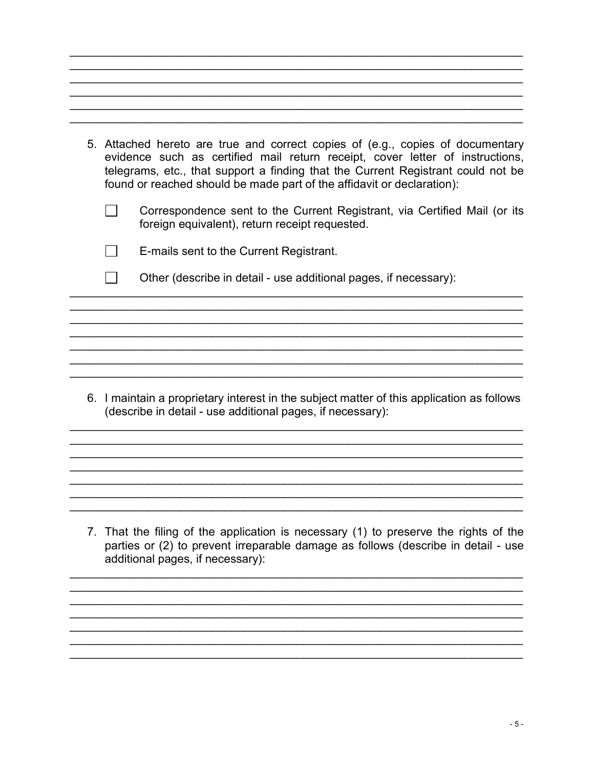______________________________________________________________________
______________________________________________________________________
______________________________________________________________________
______________________________________________________________________
______________________________________________________________________
______________________________________________________________________

5. Attached hereto are true and correct copies of (e.g., copies of documentary evidence such as certified mail return receipt, cover letter of instructions, telegrams, etc., that support a finding that the Current Registrant could not be found or reached should be made part of the affidavit or declaration):

   - [ ] Correspondence sent to the Current Registrant, via Certified Mail (or its foreign equivalent), return receipt requested.
   - [ ] E-mails sent to the Current Registrant.
   - [ ] Other (describe in detail - use additional pages, if necessary):

______________________________________________________________________
______________________________________________________________________
______________________________________________________________________
______________________________________________________________________
______________________________________________________________________
______________________________________________________________________
______________________________________________________________________

6. I maintain a proprietary interest in the subject matter of this application as follows (describe in detail - use additional pages, if necessary):

______________________________________________________________________
______________________________________________________________________
______________________________________________________________________
______________________________________________________________________
______________________________________________________________________
______________________________________________________________________
______________________________________________________________________

7. That the filing of the application is necessary (1) to preserve the rights of the parties or (2) to prevent irreparable damage as follows (describe in detail - use additional pages, if necessary):

______________________________________________________________________
______________________________________________________________________
______________________________________________________________________
______________________________________________________________________
______________________________________________________________________
______________________________________________________________________
______________________________________________________________________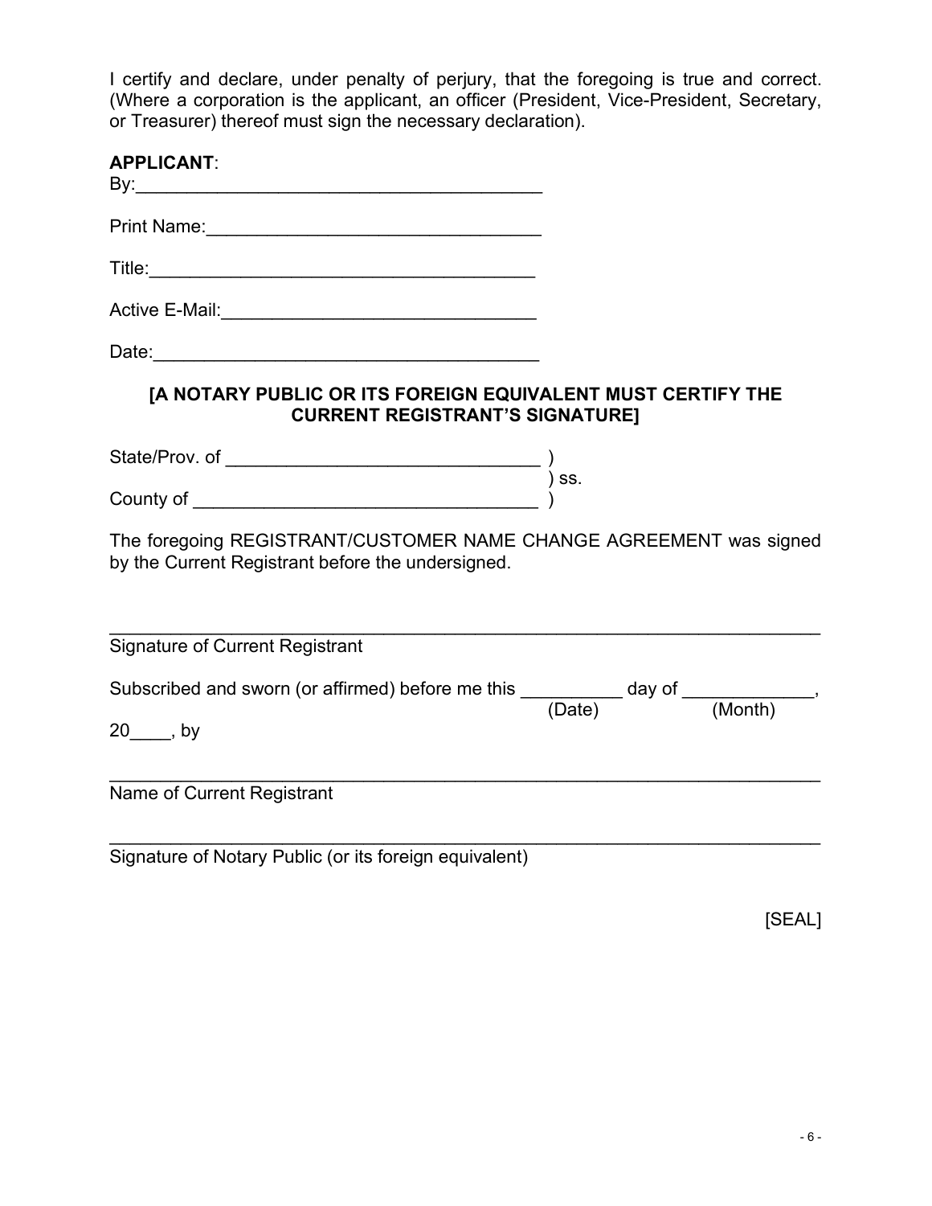I certify and declare, under penalty of perjury, that the foregoing is true and correct. (Where a corporation is the applicant, an officer (President, Vice-President, Secretary, or Treasurer) thereof must sign the necessary declaration).

**APPLICANT**:

By:________________________________________

Print Name:________________________________

Title:_____________________________________

Active E-Mail:______________________________

Date:_____________________________________

**[A NOTARY PUBLIC OR ITS FOREIGN EQUIVALENT MUST CERTIFY THE CURRENT REGISTRANT'S SIGNATURE]**

State/Prov. of _______________________________ )
                                                                  ) ss.
County of __________________________________ )

The foregoing REGISTRANT/CUSTOMER NAME CHANGE AGREEMENT was signed by the Current Registrant before the undersigned.

_____________________________________________________________________
Signature of Current Registrant

Subscribed and sworn (or affirmed) before me this __________ day of _____________,
(Date) (Month)

20____, by

_____________________________________________________________________
Name of Current Registrant

_____________________________________________________________________
Signature of Notary Public (or its foreign equivalent)

[SEAL]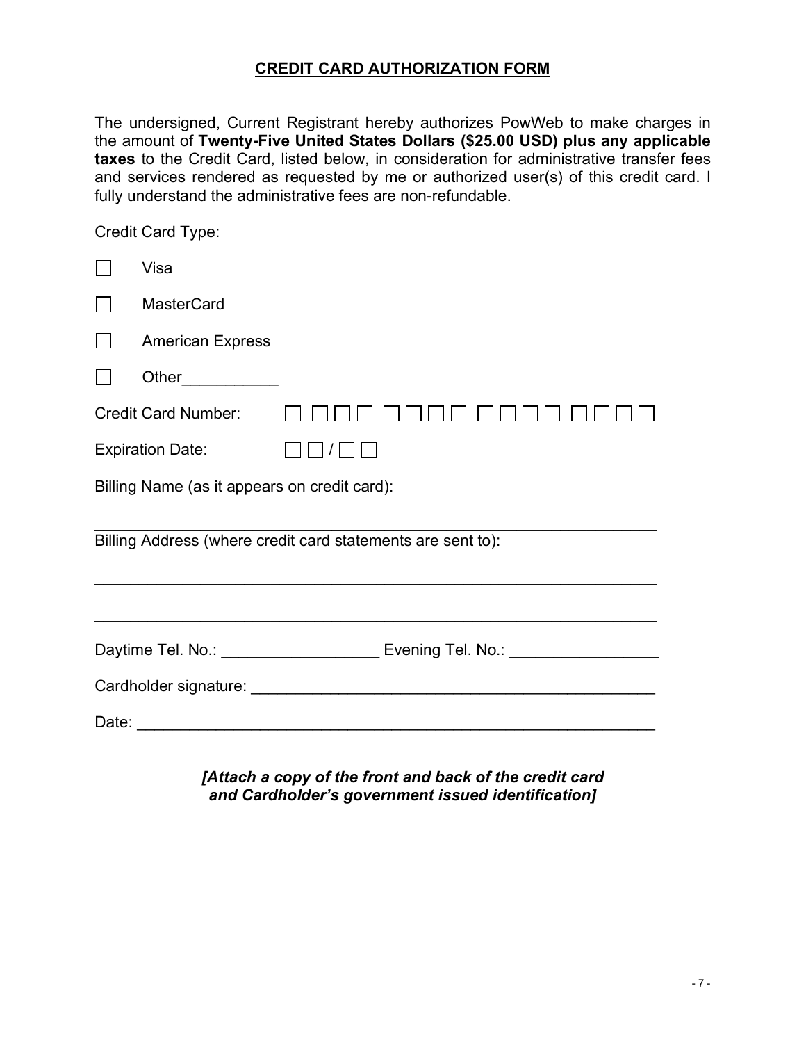# **CREDIT CARD AUTHORIZATION FORM**

The undersigned, Current Registrant hereby authorizes PowWeb to make charges in the amount of **Twenty-Five United States Dollars ($25.00 USD) plus any applicable taxes** to the Credit Card, listed below, in consideration for administrative transfer fees and services rendered as requested by me or authorized user(s) of this credit card. I fully understand the administrative fees are non-refundable.

Credit Card Type:

☐ Visa

☐ MasterCard

☐ American Express

☐ Other___________

Credit Card Number: ☐ ☐☐☐ ☐☐☐☐ ☐☐☐☐ ☐☐☐☐

Expiration Date: ☐☐/☐☐

Billing Name (as it appears on credit card):

_______________________________________________________________

Billing Address (where credit card statements are sent to):

_______________________________________________________________

_______________________________________________________________

Daytime Tel. No.: __________________ Evening Tel. No.: _________________

Cardholder signature: _______________________________________________

Date: ___________________________________________________________

***[Attach a copy of the front and back of the credit card and Cardholder's government issued identification]***